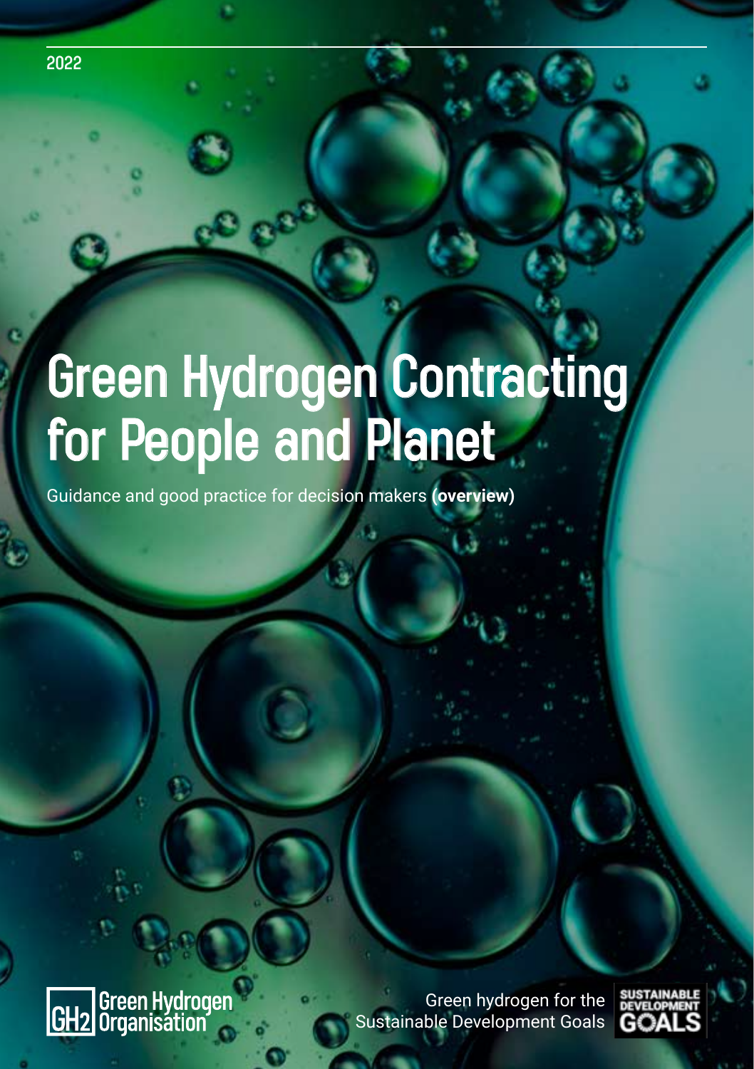2022

# Green Hydrogen Contracting for People and Planet

Guidance and good practice for decision makers **(overview)**

Green Hydrogen Organisation

Green hydrogen for the Sustainable Development Goals

SUSTAINABLE DEVELOPMENT GOALS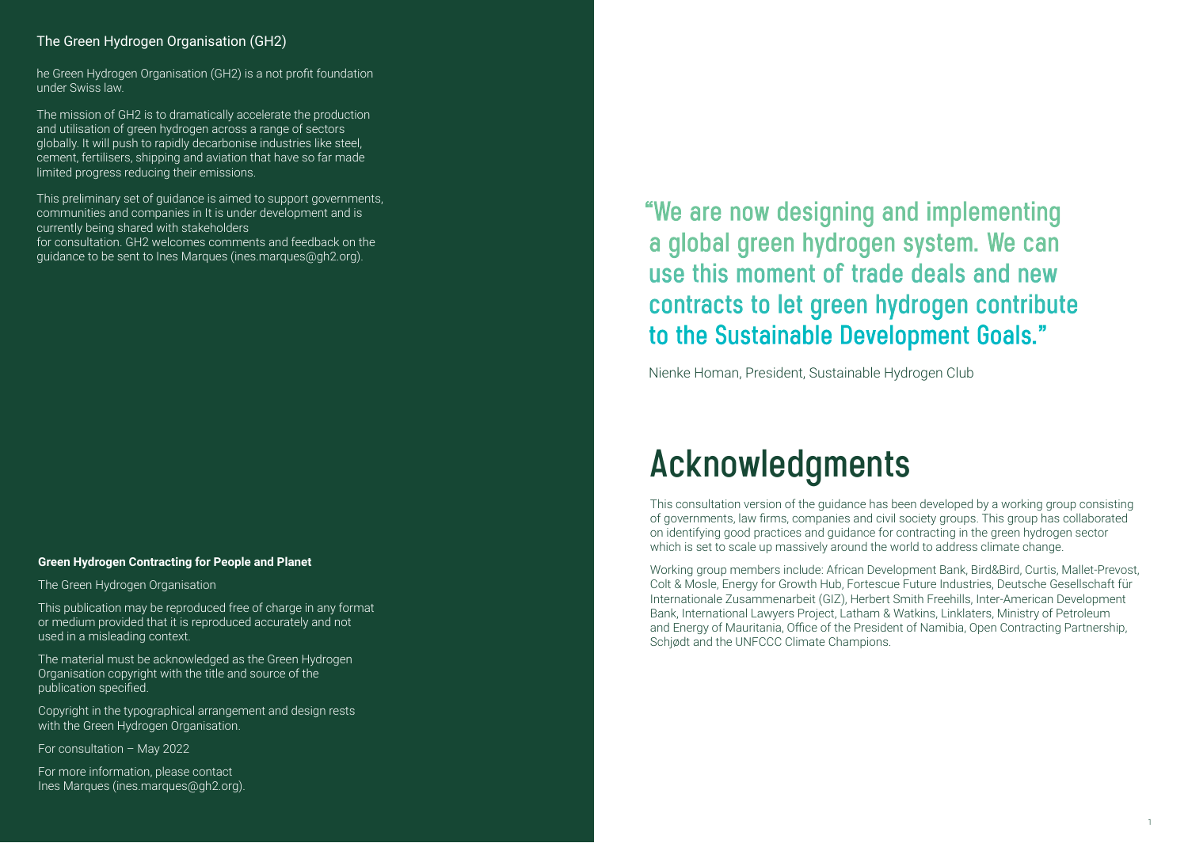## The Green Hydrogen Organisation (GH2)

he Green Hydrogen Organisation (GH2) is a not profit foundation under Swiss law.

The mission of GH2 is to dramatically accelerate the production and utilisation of green hydrogen across a range of sectors globally. It will push to rapidly decarbonise industries like steel, cement, fertilisers, shipping and aviation that have so far made limited progress reducing their emissions.

This preliminary set of guidance is aimed to support governments, communities and companies in It is under development and is currently being shared with stakeholders for consultation. GH2 welcomes comments and feedback on the guidance to be sent to Ines Marques (ines.marques@gh2.org).

**Green Hydrogen Contracting for People and Planet**

The Green Hydrogen Organisation

This publication may be reproduced free of charge in any format or medium provided that it is reproduced accurately and not used in a misleading context.

The material must be acknowledged as the Green Hydrogen Organisation copyright with the title and source of the publication specified.

Copyright in the typographical arrangement and design rests with the Green Hydrogen Organisation.

For consultation – May 2022

For more information, please contact Ines Marques (ines.marques@gh2.org).

> "We are now designing and implementing a global green hydrogen system. We can use this moment of trade deals and new contracts to let green hydrogen contribute to the Sustainable Development Goals."

Nienke Homan, President, Sustainable Hydrogen Club

# Acknowledgments

This consultation version of the guidance has been developed by a working group consisting of governments, law firms, companies and civil society groups. This group has collaborated on identifying good practices and guidance for contracting in the green hydrogen sector which is set to scale up massively around the world to address climate change.

Working group members include: African Development Bank, Bird&Bird, Curtis, Mallet-Prevost, Colt & Mosle, Energy for Growth Hub, Fortescue Future Industries, Deutsche Gesellschaft für Internationale Zusammenarbeit (GIZ), Herbert Smith Freehills, Inter-American Development Bank, International Lawyers Project, Latham & Watkins, Linklaters, Ministry of Petroleum and Energy of Mauritania, Office of the President of Namibia, Open Contracting Partnership, Schjødt and the UNFCCC Climate Champions.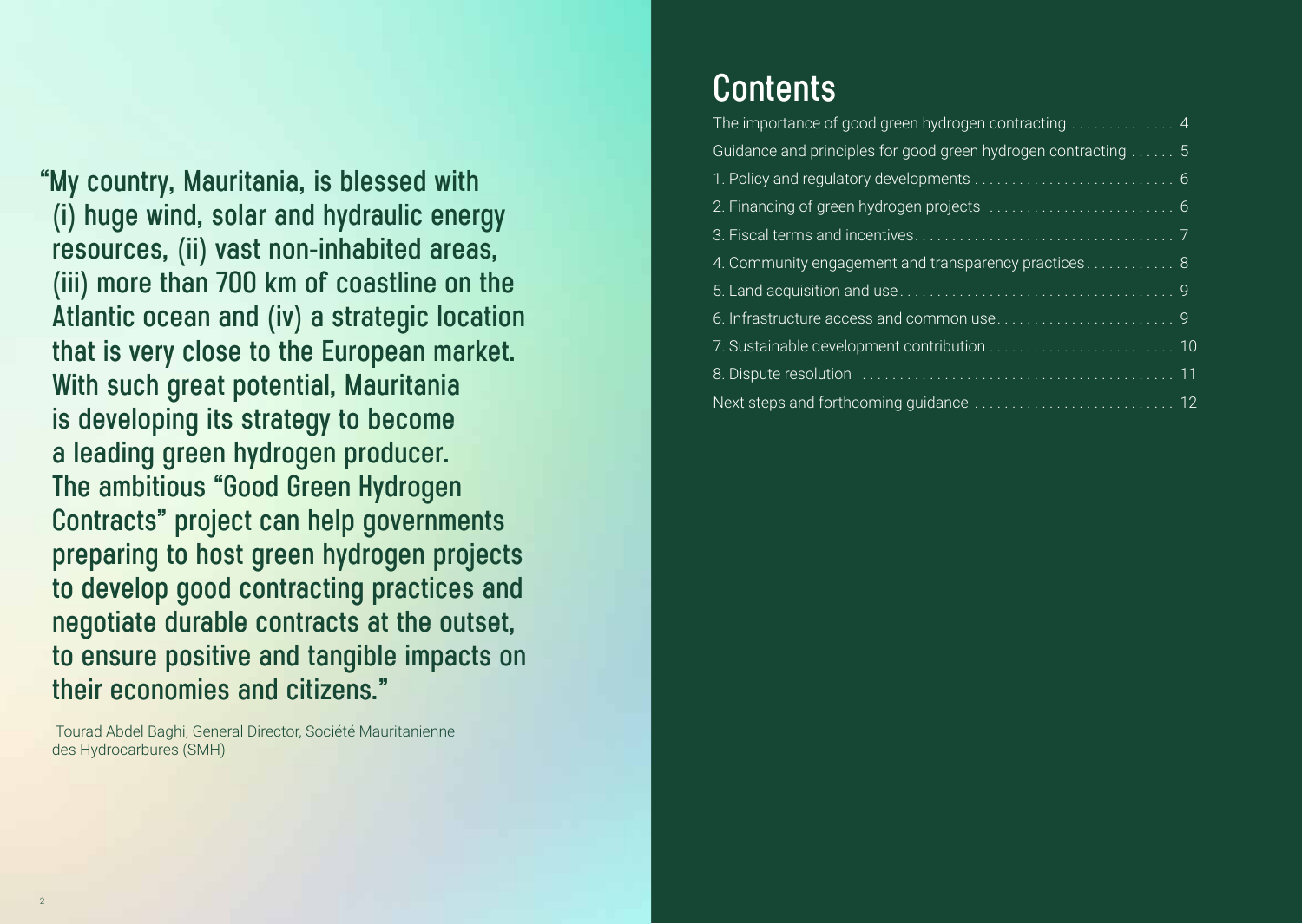"My country, Mauritania, is blessed with (i) huge wind, solar and hydraulic energy resources, (ii) vast non-inhabited areas, (iii) more than 700 km of coastline on the Atlantic ocean and (iv) a strategic location that is very close to the European market. With such great potential, Mauritania is developing its strategy to become a leading green hydrogen producer. The ambitious "Good Green Hydrogen Contracts" project can help governments preparing to host green hydrogen projects to develop good contracting practices and negotiate durable contracts at the outset, to ensure positive and tangible impacts on their economies and citizens."

Tourad Abdel Baghi, General Director, Société Mauritanienne des Hydrocarbures (SMH)

# Contents

- The importance of good green hydrogen contracting .............. 4
- Guidance and principles for good green hydrogen contracting ...... 5
- 1. Policy and regulatory developments .......................... 6
- 2. Financing of green hydrogen projects ......................... 6
- 3. Fiscal terms and incentives.................................. 7
- 4. Community engagement and transparency practices............ 8
- 5. Land acquisition and use..................................... 9
- 6. Infrastructure access and common use........................ 9
- 7. Sustainable development contribution ......................... 10
- 8. Dispute resolution .......................................... 11
- Next steps and forthcoming guidance .......................... 12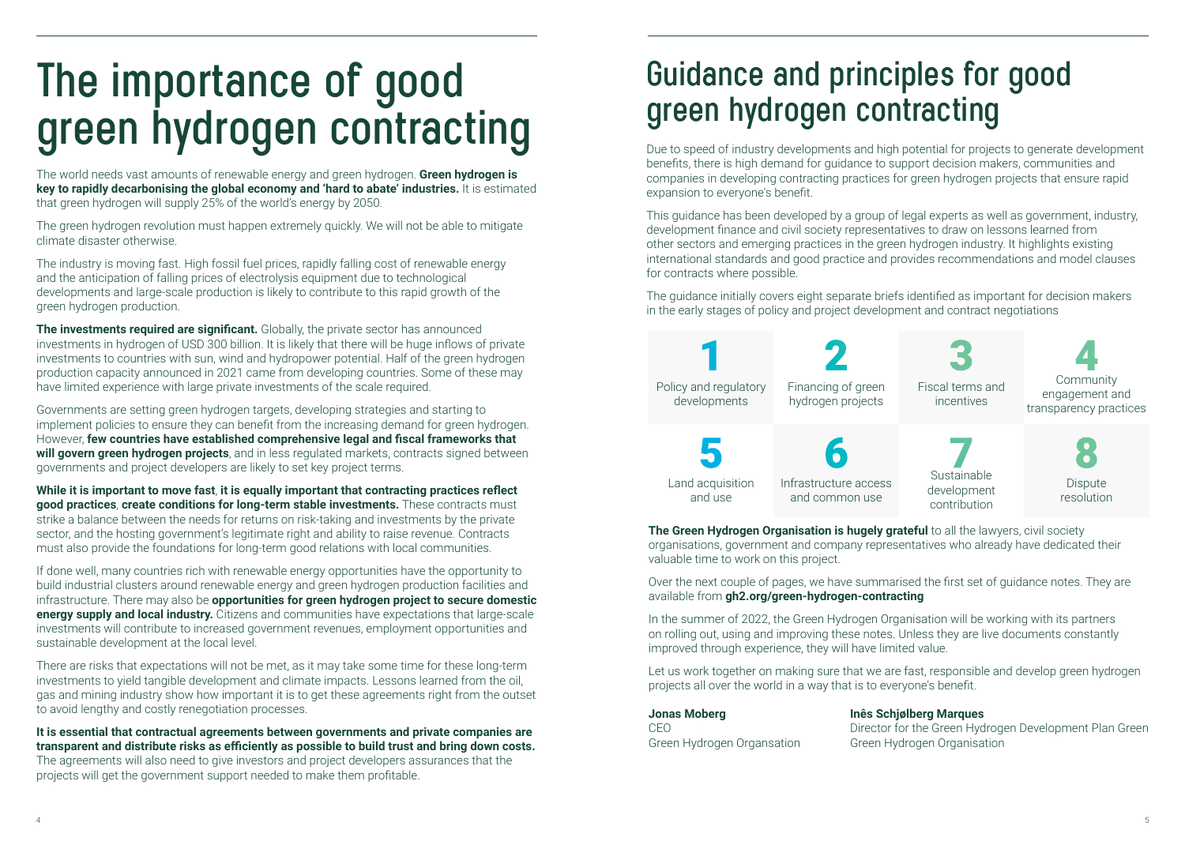# The importance of good green hydrogen contracting

The world needs vast amounts of renewable energy and green hydrogen. **Green hydrogen is key to rapidly decarbonising the global economy and 'hard to abate' industries.** It is estimated that green hydrogen will supply 25% of the world's energy by 2050.

The green hydrogen revolution must happen extremely quickly. We will not be able to mitigate climate disaster otherwise.

The industry is moving fast. High fossil fuel prices, rapidly falling cost of renewable energy and the anticipation of falling prices of electrolysis equipment due to technological developments and large-scale production is likely to contribute to this rapid growth of the green hydrogen production.

**The investments required are significant.** Globally, the private sector has announced investments in hydrogen of USD 300 billion. It is likely that there will be huge inflows of private investments to countries with sun, wind and hydropower potential. Half of the green hydrogen production capacity announced in 2021 came from developing countries. Some of these may have limited experience with large private investments of the scale required.

Governments are setting green hydrogen targets, developing strategies and starting to implement policies to ensure they can benefit from the increasing demand for green hydrogen. However, **few countries have established comprehensive legal and fiscal frameworks that will govern green hydrogen projects**, and in less regulated markets, contracts signed between governments and project developers are likely to set key project terms.

**While it is important to move fast**, **it is equally important that contracting practices reflect good practices**, **create conditions for long-term stable investments.** These contracts must strike a balance between the needs for returns on risk-taking and investments by the private sector, and the hosting government's legitimate right and ability to raise revenue. Contracts must also provide the foundations for long-term good relations with local communities.

If done well, many countries rich with renewable energy opportunities have the opportunity to build industrial clusters around renewable energy and green hydrogen production facilities and infrastructure. There may also be **opportunities for green hydrogen project to secure domestic energy supply and local industry.** Citizens and communities have expectations that large-scale investments will contribute to increased government revenues, employment opportunities and sustainable development at the local level.

There are risks that expectations will not be met, as it may take some time for these long-term investments to yield tangible development and climate impacts. Lessons learned from the oil, gas and mining industry show how important it is to get these agreements right from the outset to avoid lengthy and costly renegotiation processes.

**It is essential that contractual agreements between governments and private companies are transparent and distribute risks as efficiently as possible to build trust and bring down costs.** The agreements will also need to give investors and project developers assurances that the projects will get the government support needed to make them profitable.

# Guidance and principles for good green hydrogen contracting

Due to speed of industry developments and high potential for projects to generate development benefits, there is high demand for guidance to support decision makers, communities and companies in developing contracting practices for green hydrogen projects that ensure rapid expansion to everyone's benefit.

This guidance has been developed by a group of legal experts as well as government, industry, development finance and civil society representatives to draw on lessons learned from other sectors and emerging practices in the green hydrogen industry. It highlights existing international standards and good practice and provides recommendations and model clauses for contracts where possible.

The guidance initially covers eight separate briefs identified as important for decision makers in the early stages of policy and project development and contract negotiations

1. Policy and regulatory developments
2. Financing of green hydrogen projects
3. Fiscal terms and incentives
4. Community engagement and transparency practices
5. Land acquisition and use
6. Infrastructure access and common use
7. Sustainable development contribution
8. Dispute resolution

**The Green Hydrogen Organisation is hugely grateful** to all the lawyers, civil society organisations, government and company representatives who already have dedicated their valuable time to work on this project.

Over the next couple of pages, we have summarised the first set of guidance notes. They are available from **gh2.org/green-hydrogen-contracting**

In the summer of 2022, the Green Hydrogen Organisation will be working with its partners on rolling out, using and improving these notes. Unless they are live documents constantly improved through experience, they will have limited value.

Let us work together on making sure that we are fast, responsible and develop green hydrogen projects all over the world in a way that is to everyone's benefit.

**Jonas Moberg**
CEO
Green Hydrogen Organsation

**Inês Schjølberg Marques**
Director for the Green Hydrogen Development Plan Green
Green Hydrogen Organisation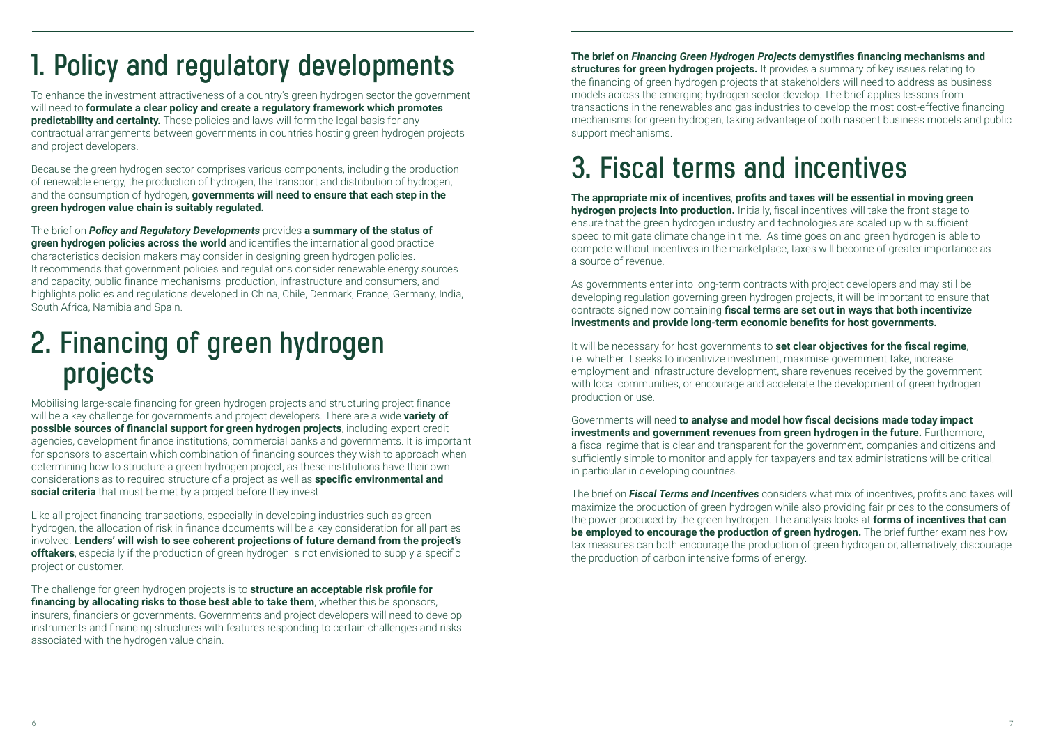# 1. Policy and regulatory developments

To enhance the investment attractiveness of a country's green hydrogen sector the government will need to **formulate a clear policy and create a regulatory framework which promotes predictability and certainty.** These policies and laws will form the legal basis for any contractual arrangements between governments in countries hosting green hydrogen projects and project developers.

Because the green hydrogen sector comprises various components, including the production of renewable energy, the production of hydrogen, the transport and distribution of hydrogen, and the consumption of hydrogen, **governments will need to ensure that each step in the green hydrogen value chain is suitably regulated.**

The brief on ***Policy and Regulatory Developments*** provides **a summary of the status of green hydrogen policies across the world** and identifies the international good practice characteristics decision makers may consider in designing green hydrogen policies. It recommends that government policies and regulations consider renewable energy sources and capacity, public finance mechanisms, production, infrastructure and consumers, and highlights policies and regulations developed in China, Chile, Denmark, France, Germany, India, South Africa, Namibia and Spain.

# 2. Financing of green hydrogen projects

Mobilising large-scale financing for green hydrogen projects and structuring project finance will be a key challenge for governments and project developers. There are a wide **variety of possible sources of financial support for green hydrogen projects**, including export credit agencies, development finance institutions, commercial banks and governments. It is important for sponsors to ascertain which combination of financing sources they wish to approach when determining how to structure a green hydrogen project, as these institutions have their own considerations as to required structure of a project as well as **specific environmental and social criteria** that must be met by a project before they invest.

Like all project financing transactions, especially in developing industries such as green hydrogen, the allocation of risk in finance documents will be a key consideration for all parties involved. **Lenders' will wish to see coherent projections of future demand from the project's offtakers**, especially if the production of green hydrogen is not envisioned to supply a specific project or customer.

The challenge for green hydrogen projects is to **structure an acceptable risk profile for financing by allocating risks to those best able to take them**, whether this be the sponsors, insurers, financiers or governments. Governments and project developers will need to develop instruments and financing structures with features responding to certain challenges and risks associated with the hydrogen value chain.

**The brief on *Financing Green Hydrogen Projects* demystifies financing mechanisms and structures for green hydrogen projects.** It provides a summary of key issues relating to the financing of green hydrogen projects that stakeholders will need to address as business models across the emerging hydrogen sector develop. The brief applies lessons from transactions in the renewables and gas industries to develop the most cost-effective financing mechanisms for green hydrogen, taking advantage of both nascent business models and public support mechanisms.

# 3. Fiscal terms and incentives

**The appropriate mix of incentives**, **profits and taxes will be essential in moving green hydrogen projects into production.** Initially, fiscal incentives will take the front stage to ensure that the green hydrogen industry and technologies are scaled up with sufficient speed to mitigate climate change in time. As time goes on and green hydrogen is able to compete without incentives in the marketplace, taxes will become of greater importance as a source of revenue.

As governments enter into long-term contracts with project developers and may still be developing regulation governing green hydrogen projects, it will be important to ensure that contracts signed now containing **fiscal terms are set out in ways that both incentivize investments and provide long-term economic benefits for host governments.**

It will be necessary for host governments to **set clear objectives for the fiscal regime**, i.e. whether it seeks to incentivize investment, maximise government take, increase employment and infrastructure development, share revenues received by the government with local communities, or encourage and accelerate the development of green hydrogen production or use.

Governments will need **to analyse and model how fiscal decisions made today impact investments and government revenues from green hydrogen in the future.** Furthermore, a fiscal regime that is clear and transparent for the government, companies and citizens and sufficiently simple to monitor and apply for taxpayers and tax administrations will be critical, in particular in developing countries.

The brief on ***Fiscal Terms and Incentives*** considers what mix of incentives, profits and taxes will maximize the production of green hydrogen while also providing fair prices to the consumers of the power produced by the green hydrogen. The analysis looks at **forms of incentives that can be employed to encourage the production of green hydrogen.** The brief further examines how tax measures can both encourage the production of green hydrogen or, alternatively, discourage the production of carbon intensive forms of energy.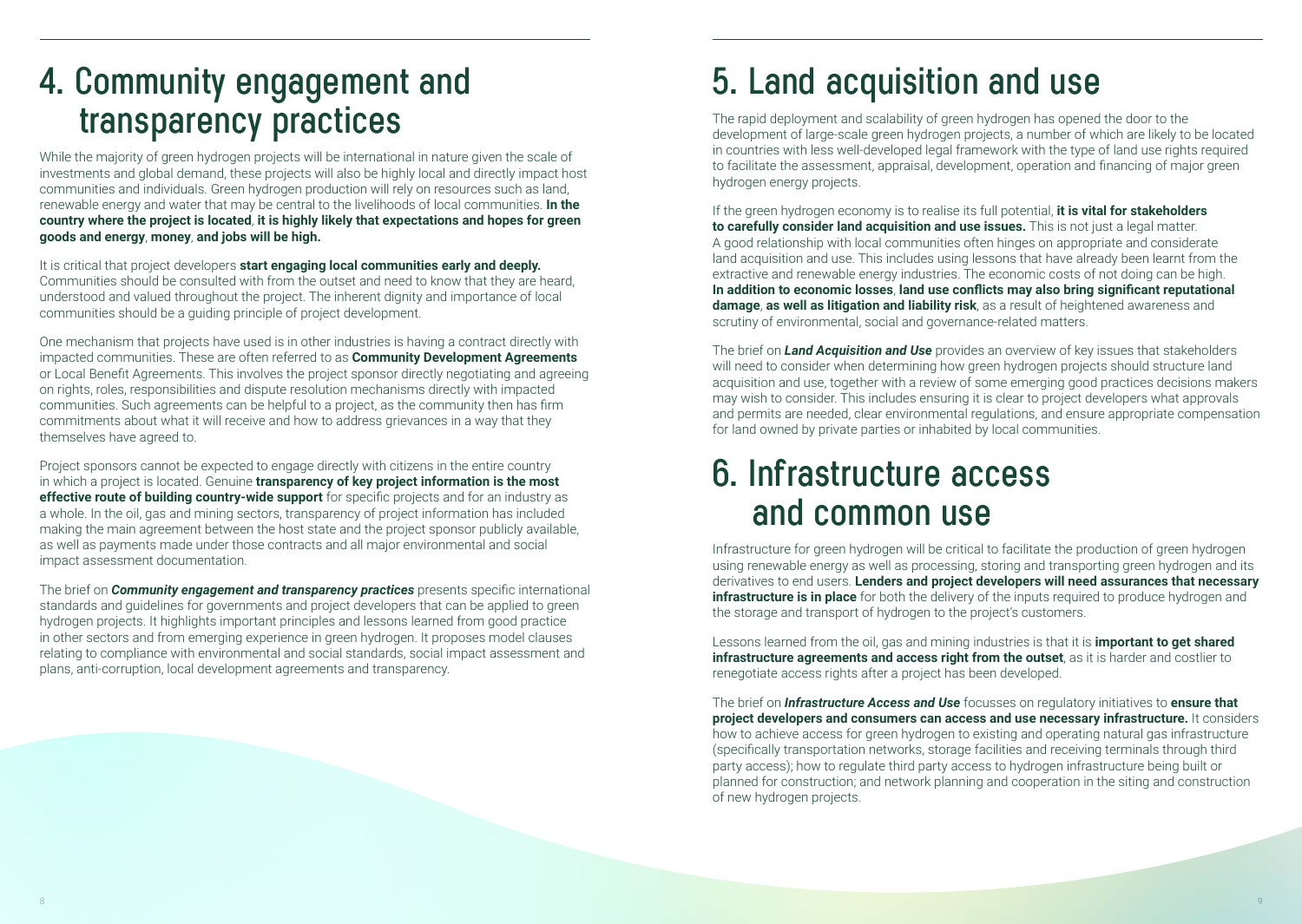# 4. Community engagement and transparency practices

While the majority of green hydrogen projects will be international in nature given the scale of investments and global demand, these projects will also be highly local and directly impact host communities and individuals. Green hydrogen production will rely on resources such as land, renewable energy and water that may be central to the livelihoods of local communities. **In the country where the project is located, it is highly likely that expectations and hopes for green goods and energy, money, and jobs will be high.**

It is critical that project developers **start engaging local communities early and deeply.** Communities should be consulted with from the outset and need to know that they are heard, understood and valued throughout the project. The inherent dignity and importance of local communities should be a guiding principle of project development.

One mechanism that projects have used is in other industries is having a contract directly with impacted communities. These are often referred to as **Community Development Agreements** or Local Benefit Agreements. This involves the project sponsor directly negotiating and agreeing on rights, roles, responsibilities and dispute resolution mechanisms directly with impacted communities. Such agreements can be helpful to a project, as the community then has firm commitments about what it will receive and how to address grievances in a way that they themselves have agreed to.

Project sponsors cannot be expected to engage directly with citizens in the entire country in which a project is located. Genuine **transparency of key project information is the most effective route of building country-wide support** for specific projects and for an industry as a whole. In the oil, gas and mining sectors, transparency of project information has included making the main agreement between the host state and the project sponsor publicly available, as well as payments made under those contracts and all major environmental and social impact assessment documentation.

The brief on ***Community engagement and transparency practices*** presents specific international standards and guidelines for governments and project developers that can be applied to green hydrogen projects. It highlights important principles and lessons learned from good practice in other sectors and from emerging experience in green hydrogen. It proposes model clauses relating to compliance with environmental and social standards, social impact assessment and plans, anti-corruption, local development agreements and transparency.

# 5. Land acquisition and use

The rapid deployment and scalability of green hydrogen has opened the door to the development of large-scale green hydrogen projects, a number of which are likely to be located in countries with less well-developed legal framework with the type of land use rights required to facilitate the assessment, appraisal, development, operation and financing of major green hydrogen energy projects.

If the green hydrogen economy is to realise its full potential, **it is vital for stakeholders to carefully consider land acquisition and use issues.** This is not just a legal matter. A good relationship with local communities often hinges on appropriate and considerate land acquisition and use. This includes using lessons that have already been learnt from the extractive and renewable energy industries. The economic costs of not doing can be high. **In addition to economic losses, land use conflicts may also bring significant reputational damage, as well as litigation and liability risk**, as a result of heightened awareness and scrutiny of environmental, social and governance-related matters.

The brief on ***Land Acquisition and Use*** provides an overview of key issues that stakeholders will need to consider when determining how green hydrogen projects should structure land acquisition and use, together with a review of some emerging good practices decisions makers may wish to consider. This includes ensuring it is clear to project developers what approvals and permits are needed, clear environmental regulations, and ensure appropriate compensation for land owned by private parties or inhabited by local communities.

# 6. Infrastructure access and common use

Infrastructure for green hydrogen will be critical to facilitate the production of green hydrogen using renewable energy as well as processing, storing and transporting green hydrogen and its derivatives to end users. **Lenders and project developers will need assurances that necessary infrastructure is in place** for both the delivery of the inputs required to produce hydrogen and the storage and transport of hydrogen to the project's customers.

Lessons learned from the oil, gas and mining industries is that it is **important to get shared infrastructure agreements and access right from the outset**, as it is harder and costlier to renegotiate access rights after a project has been developed.

The brief on ***Infrastructure Access and Use*** focusses on regulatory initiatives to **ensure that project developers and consumers can access and use necessary infrastructure.** It considers how to achieve access for green hydrogen to existing and operating natural gas infrastructure (specifically transportation networks, storage facilities and receiving terminals through third party access); how to regulate third party access to hydrogen infrastructure being built or planned for construction; and network planning and cooperation in the siting and construction of new hydrogen projects.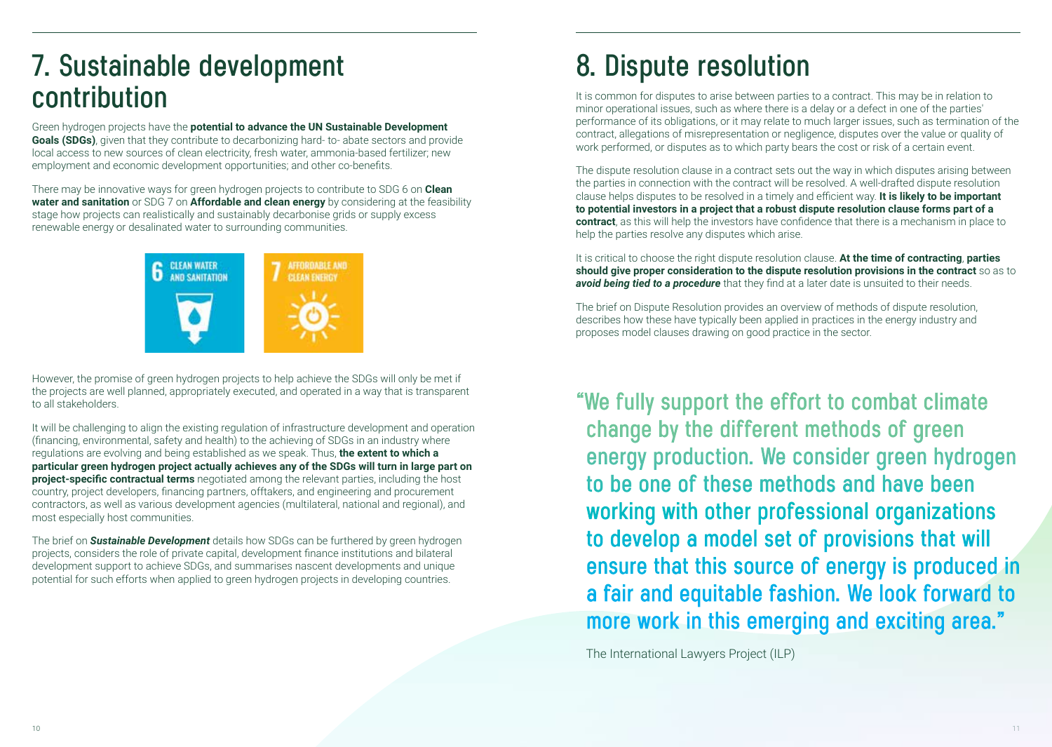# 7. Sustainable development contribution

Green hydrogen projects have the **potential to advance the UN Sustainable Development Goals (SDGs)**, given that they contribute to decarbonizing hard- to- abate sectors and provide local access to new sources of clean electricity, fresh water, ammonia-based fertilizer; new employment and economic development opportunities; and other co-benefits.

There may be innovative ways for green hydrogen projects to contribute to SDG 6 on **Clean water and sanitation** or SDG 7 on **Affordable and clean energy** by considering at the feasibility stage how projects can realistically and sustainably decarbonise grids or supply excess renewable energy or desalinated water to surrounding communities.

6 CLEAN WATER AND SANITATION

7 AFFORDABLE AND CLEAN ENERGY

However, the promise of green hydrogen projects to help achieve the SDGs will only be met if the projects are well planned, appropriately executed, and operated in a way that is transparent to all stakeholders.

It will be challenging to align the existing regulation of infrastructure development and operation (financing, environmental, safety and health) to the achieving of SDGs in an industry where regulations are evolving and being established as we speak. Thus, **the extent to which a particular green hydrogen project actually achieves any of the SDGs will turn in large part on project-specific contractual terms** negotiated among the relevant parties, including the host country, project developers, financing partners, offtakers, and engineering and procurement contractors, as well as various development agencies (multilateral, national and regional), and most especially host communities.

The brief on ***Sustainable Development*** details how SDGs can be furthered by green hydrogen projects, considers the role of private capital, development finance institutions and bilateral development support to achieve SDGs, and summarises nascent developments and unique potential for such efforts when applied to green hydrogen projects in developing countries.

# 8. Dispute resolution

It is common for disputes to arise between parties to a contract. This may be in relation to minor operational issues, such as where there is a delay or a defect in one of the parties' performance of its obligations, or it may relate to much larger issues, such as termination of the contract, allegations of misrepresentation or negligence, disputes over the value or quality of work performed, or disputes as to which party bears the cost or risk of a certain event.

The dispute resolution clause in a contract sets out the way in which disputes arising between the parties in connection with the contract will be resolved. A well-drafted dispute resolution clause helps disputes to be resolved in a timely and efficient way. **It is likely to be important to potential investors in a project that a robust dispute resolution clause forms part of a contract**, as this will help the investors have confidence that there is a mechanism in place to help the parties resolve any disputes which arise.

It is critical to choose the right dispute resolution clause. **At the time of contracting**, **parties should give proper consideration to the dispute resolution provisions in the contract** so as to ***avoid being tied to a procedure*** that they find at a later date is unsuited to their needs.

The brief on Dispute Resolution provides an overview of methods of dispute resolution, describes how these have typically been applied in practices in the energy industry and proposes model clauses drawing on good practice in the sector.

> "We fully support the effort to combat climate change by the different methods of green energy production. We consider green hydrogen to be one of these methods and have been working with other professional organizations to develop a model set of provisions that will ensure that this source of energy is produced in a fair and equitable fashion. We look forward to more work in this emerging and exciting area."
>
> The International Lawyers Project (ILP)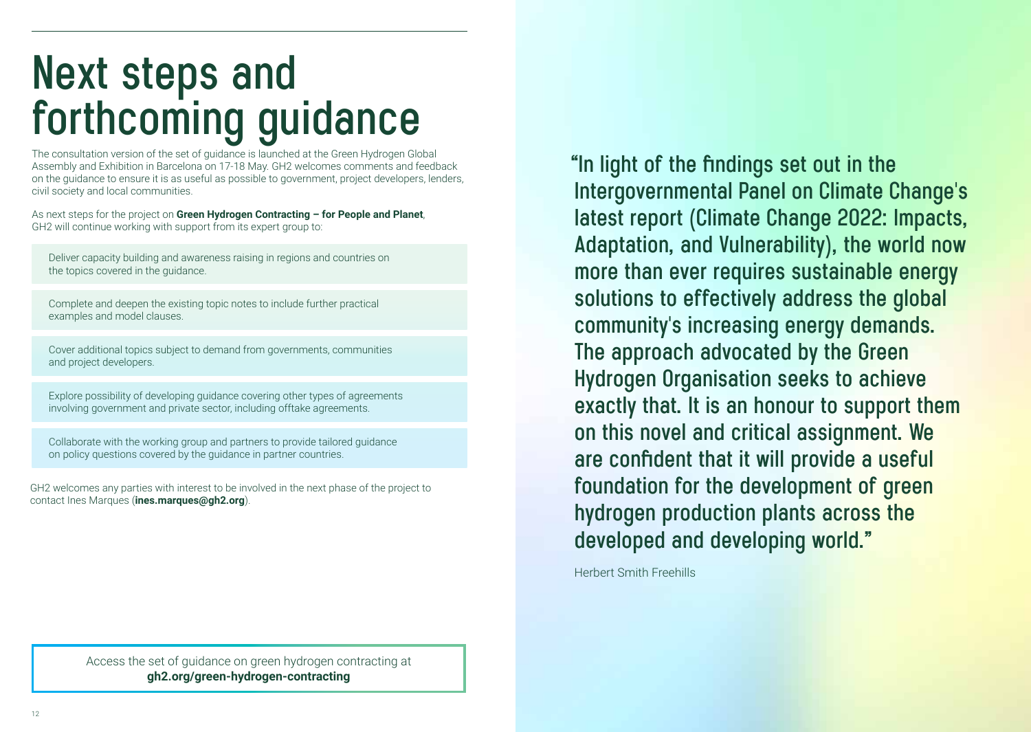# Next steps and forthcoming guidance

The consultation version of the set of guidance is launched at the Green Hydrogen Global Assembly and Exhibition in Barcelona on 17-18 May. GH2 welcomes comments and feedback on the guidance to ensure it is as useful as possible to government, project developers, lenders, civil society and local communities.

As next steps for the project on **Green Hydrogen Contracting – for People and Planet**, GH2 will continue working with support from its expert group to:

- Deliver capacity building and awareness raising in regions and countries on the topics covered in the guidance.
- Complete and deepen the existing topic notes to include further practical examples and model clauses.
- Cover additional topics subject to demand from governments, communities and project developers.
- Explore possibility of developing guidance covering other types of agreements involving government and private sector, including offtake agreements.
- Collaborate with the working group and partners to provide tailored guidance on policy questions covered by the guidance in partner countries.

GH2 welcomes any parties with interest to be involved in the next phase of the project to contact Ines Marques (**ines.marques@gh2.org**).

Access the set of guidance on green hydrogen contracting at **gh2.org/green-hydrogen-contracting**

> "In light of the findings set out in the Intergovernmental Panel on Climate Change's latest report (Climate Change 2022: Impacts, Adaptation, and Vulnerability), the world now more than ever requires sustainable energy solutions to effectively address the global community's increasing energy demands. The approach advocated by the Green Hydrogen Organisation seeks to achieve exactly that. It is an honour to support them on this novel and critical assignment. We are confident that it will provide a useful foundation for the development of green hydrogen production plants across the developed and developing world."

Herbert Smith Freehills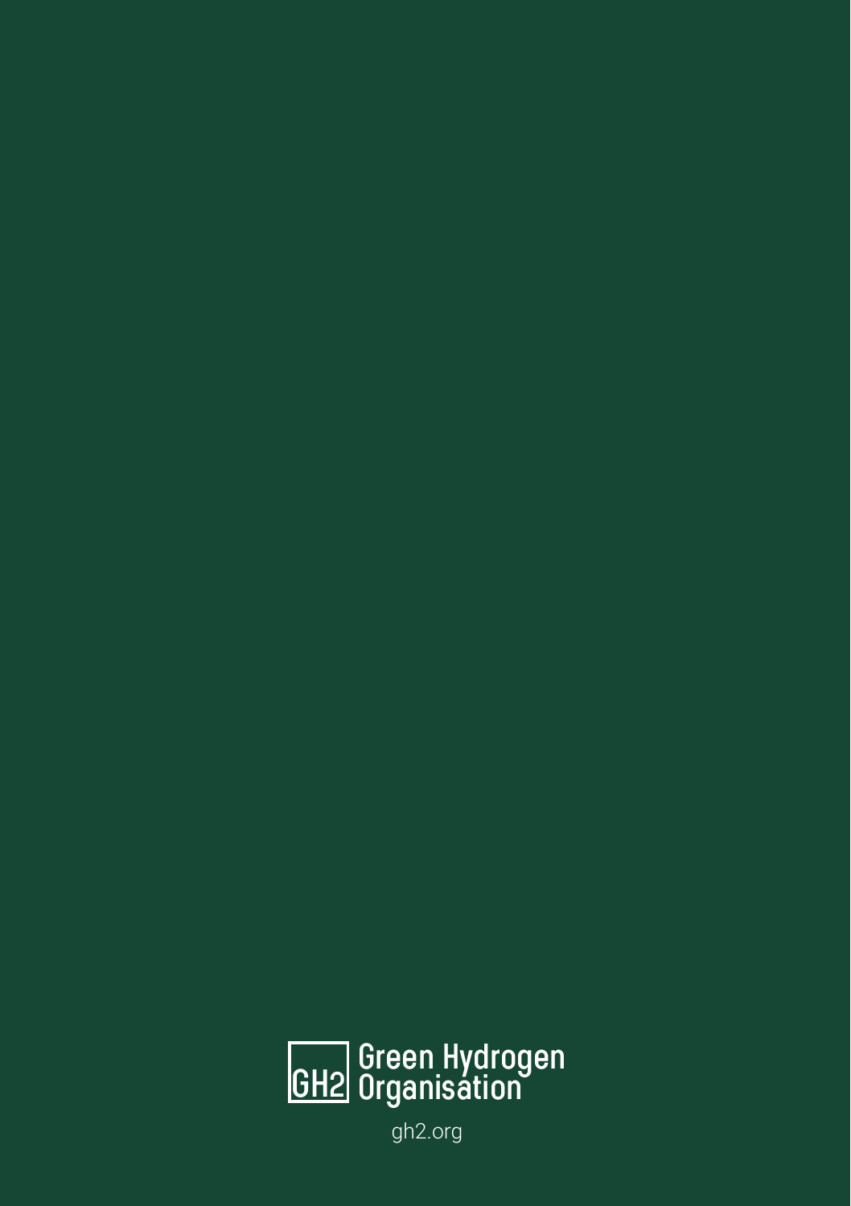GH2 Green Hydrogen Organisation

gh2.org